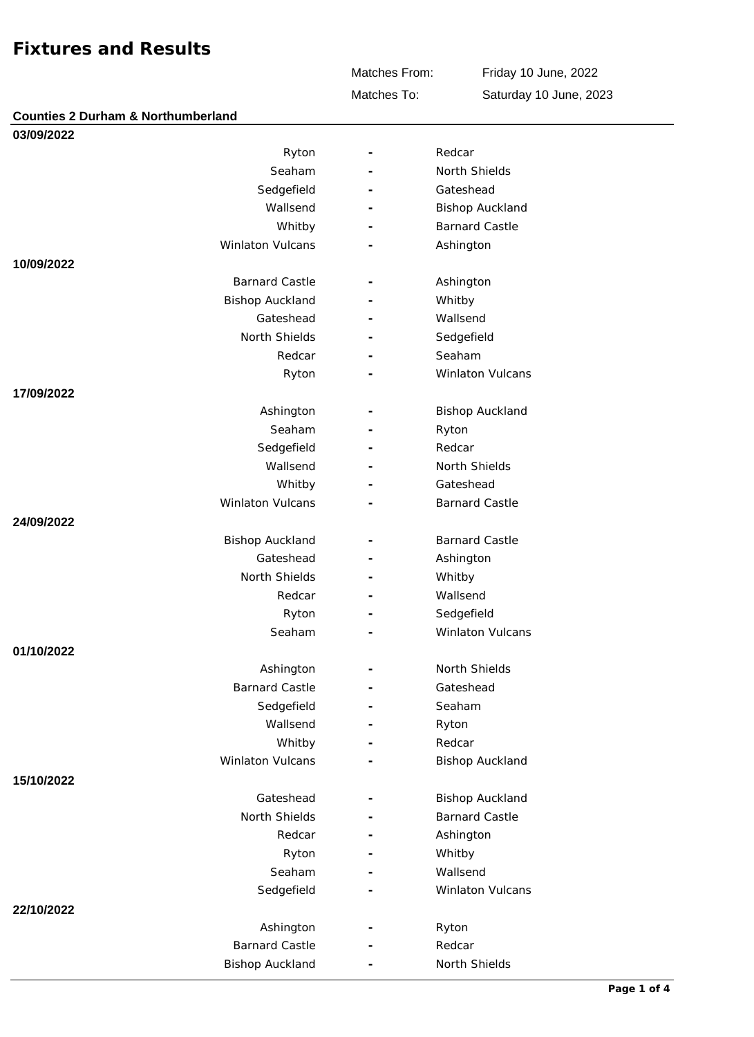# Fixtures and Results

| | |
|---|---|
| Matches From: | Friday 10 June, 2022 |
| Matches To: | Saturday 10 June, 2023 |

## Counties 2 Durham & Northumberland

**03/09/2022**

| Home | | Away |
|---|---|---|
| Ryton | - | Redcar |
| Seaham | - | North Shields |
| Sedgefield | - | Gateshead |
| Wallsend | - | Bishop Auckland |
| Whitby | - | Barnard Castle |
| Winlaton Vulcans | - | Ashington |

**10/09/2022**

| Home | | Away |
|---|---|---|
| Barnard Castle | - | Ashington |
| Bishop Auckland | - | Whitby |
| Gateshead | - | Wallsend |
| North Shields | - | Sedgefield |
| Redcar | - | Seaham |
| Ryton | - | Winlaton Vulcans |

**17/09/2022**

| Home | | Away |
|---|---|---|
| Ashington | - | Bishop Auckland |
| Seaham | - | Ryton |
| Sedgefield | - | Redcar |
| Wallsend | - | North Shields |
| Whitby | - | Gateshead |
| Winlaton Vulcans | - | Barnard Castle |

**24/09/2022**

| Home | | Away |
|---|---|---|
| Bishop Auckland | - | Barnard Castle |
| Gateshead | - | Ashington |
| North Shields | - | Whitby |
| Redcar | - | Wallsend |
| Ryton | - | Sedgefield |
| Seaham | - | Winlaton Vulcans |

**01/10/2022**

| Home | | Away |
|---|---|---|
| Ashington | - | North Shields |
| Barnard Castle | - | Gateshead |
| Sedgefield | - | Seaham |
| Wallsend | - | Ryton |
| Whitby | - | Redcar |
| Winlaton Vulcans | - | Bishop Auckland |

**15/10/2022**

| Home | | Away |
|---|---|---|
| Gateshead | - | Bishop Auckland |
| North Shields | - | Barnard Castle |
| Redcar | - | Ashington |
| Ryton | - | Whitby |
| Seaham | - | Wallsend |
| Sedgefield | - | Winlaton Vulcans |

**22/10/2022**

| Home | | Away |
|---|---|---|
| Ashington | - | Ryton |
| Barnard Castle | - | Redcar |
| Bishop Auckland | - | North Shields |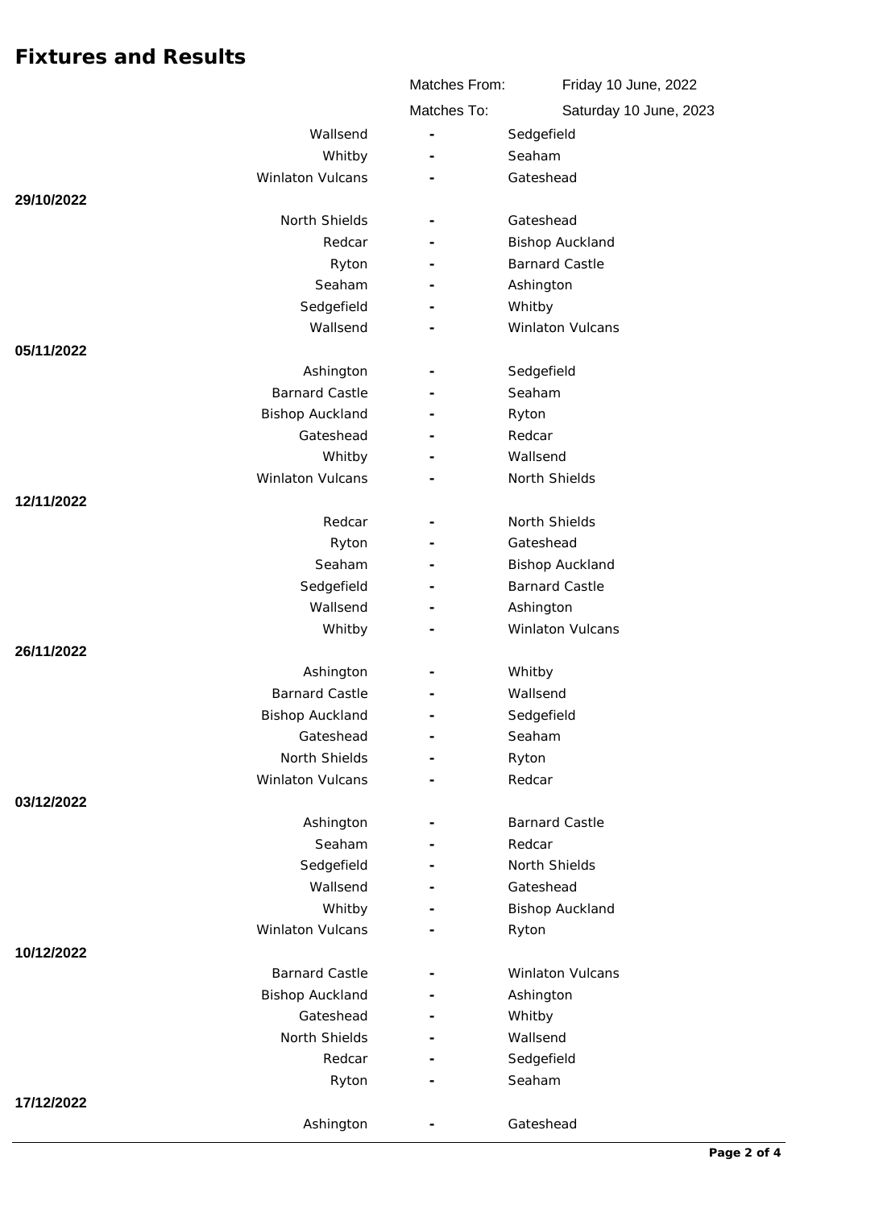# Fixtures and Results

Matches From: Friday 10 June, 2022

Matches To: Saturday 10 June, 2023

| Date | Home | | Away |
|---|---|---|---|
| | Wallsend | - | Sedgefield |
| | Whitby | - | Seaham |
| | Winlaton Vulcans | - | Gateshead |
| **29/10/2022** | | | |
| | North Shields | - | Gateshead |
| | Redcar | - | Bishop Auckland |
| | Ryton | - | Barnard Castle |
| | Seaham | - | Ashington |
| | Sedgefield | - | Whitby |
| | Wallsend | - | Winlaton Vulcans |
| **05/11/2022** | | | |
| | Ashington | - | Sedgefield |
| | Barnard Castle | - | Seaham |
| | Bishop Auckland | - | Ryton |
| | Gateshead | - | Redcar |
| | Whitby | - | Wallsend |
| | Winlaton Vulcans | - | North Shields |
| **12/11/2022** | | | |
| | Redcar | - | North Shields |
| | Ryton | - | Gateshead |
| | Seaham | - | Bishop Auckland |
| | Sedgefield | - | Barnard Castle |
| | Wallsend | - | Ashington |
| | Whitby | - | Winlaton Vulcans |
| **26/11/2022** | | | |
| | Ashington | - | Whitby |
| | Barnard Castle | - | Wallsend |
| | Bishop Auckland | - | Sedgefield |
| | Gateshead | - | Seaham |
| | North Shields | - | Ryton |
| | Winlaton Vulcans | - | Redcar |
| **03/12/2022** | | | |
| | Ashington | - | Barnard Castle |
| | Seaham | - | Redcar |
| | Sedgefield | - | North Shields |
| | Wallsend | - | Gateshead |
| | Whitby | - | Bishop Auckland |
| | Winlaton Vulcans | - | Ryton |
| **10/12/2022** | | | |
| | Barnard Castle | - | Winlaton Vulcans |
| | Bishop Auckland | - | Ashington |
| | Gateshead | - | Whitby |
| | North Shields | - | Wallsend |
| | Redcar | - | Sedgefield |
| | Ryton | - | Seaham |
| **17/12/2022** | | | |
| | Ashington | - | Gateshead |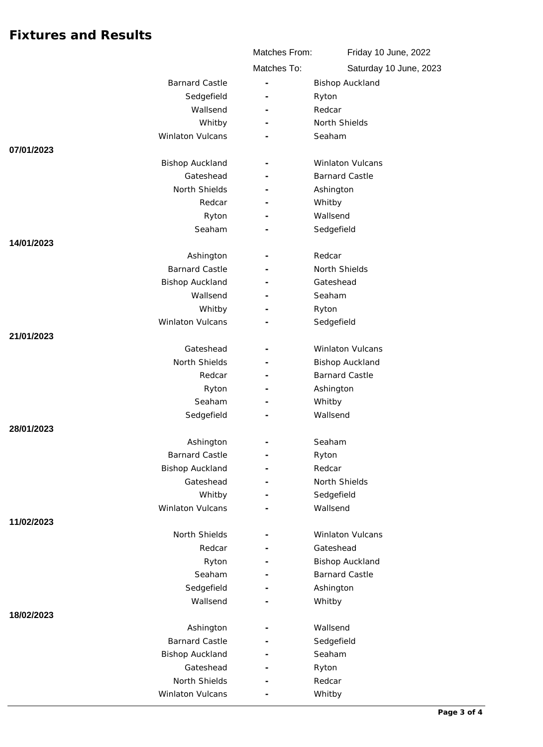# Fixtures and Results

| | | |
|---|---|---|
| Matches From: | Friday 10 June, 2022 | |
| Matches To: | Saturday 10 June, 2023 | |

| Date | Home | | Away |
|---|---|---|---|
| | Barnard Castle | - | Bishop Auckland |
| | Sedgefield | - | Ryton |
| | Wallsend | - | Redcar |
| | Whitby | - | North Shields |
| | Winlaton Vulcans | - | Seaham |
| 07/01/2023 | | | |
| | Bishop Auckland | - | Winlaton Vulcans |
| | Gateshead | - | Barnard Castle |
| | North Shields | - | Ashington |
| | Redcar | - | Whitby |
| | Ryton | - | Wallsend |
| | Seaham | - | Sedgefield |
| 14/01/2023 | | | |
| | Ashington | - | Redcar |
| | Barnard Castle | - | North Shields |
| | Bishop Auckland | - | Gateshead |
| | Wallsend | - | Seaham |
| | Whitby | - | Ryton |
| | Winlaton Vulcans | - | Sedgefield |
| 21/01/2023 | | | |
| | Gateshead | - | Winlaton Vulcans |
| | North Shields | - | Bishop Auckland |
| | Redcar | - | Barnard Castle |
| | Ryton | - | Ashington |
| | Seaham | - | Whitby |
| | Sedgefield | - | Wallsend |
| 28/01/2023 | | | |
| | Ashington | - | Seaham |
| | Barnard Castle | - | Ryton |
| | Bishop Auckland | - | Redcar |
| | Gateshead | - | North Shields |
| | Whitby | - | Sedgefield |
| | Winlaton Vulcans | - | Wallsend |
| 11/02/2023 | | | |
| | North Shields | - | Winlaton Vulcans |
| | Redcar | - | Gateshead |
| | Ryton | - | Bishop Auckland |
| | Seaham | - | Barnard Castle |
| | Sedgefield | - | Ashington |
| | Wallsend | - | Whitby |
| 18/02/2023 | | | |
| | Ashington | - | Wallsend |
| | Barnard Castle | - | Sedgefield |
| | Bishop Auckland | - | Seaham |
| | Gateshead | - | Ryton |
| | North Shields | - | Redcar |
| | Winlaton Vulcans | - | Whitby |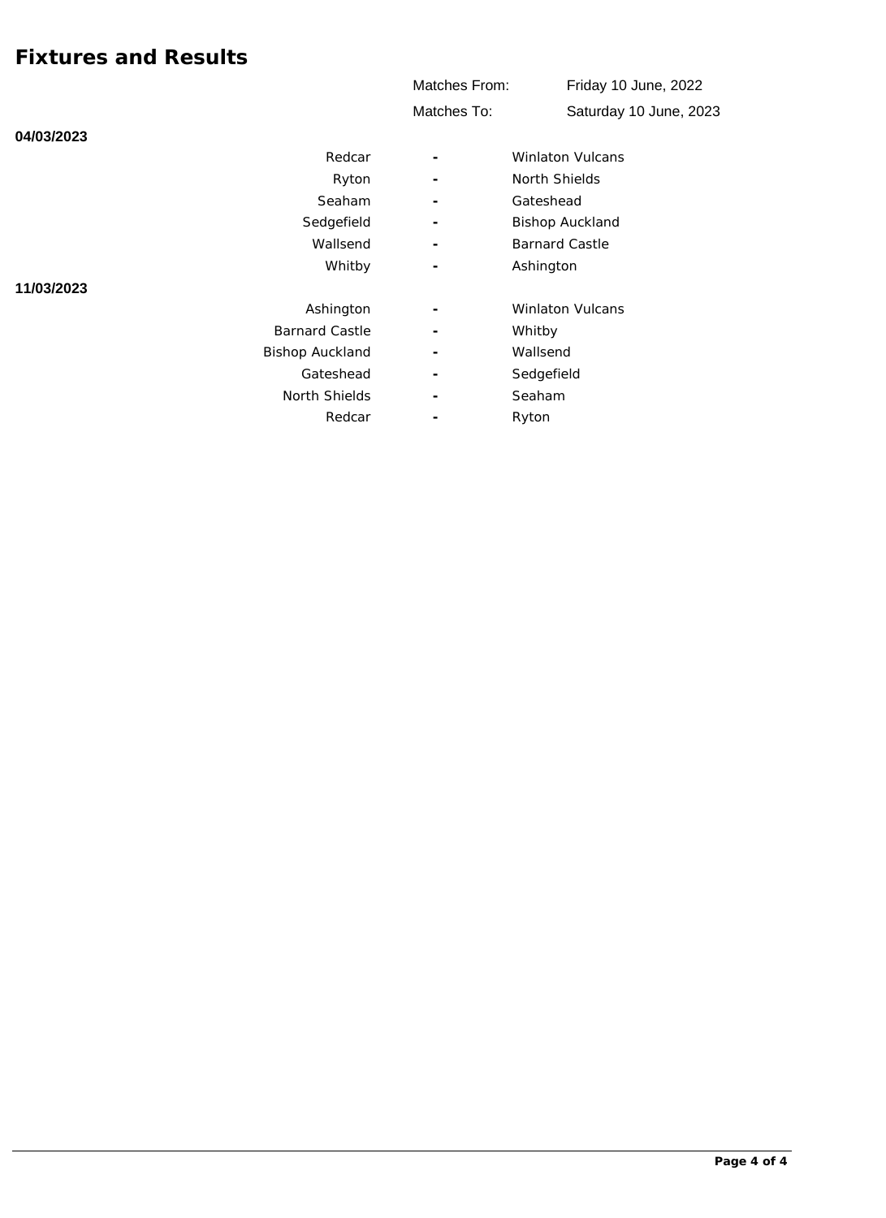# Fixtures and Results

| | |
|---|---|
| Matches From: | Friday 10 June, 2022 |
| Matches To: | Saturday 10 June, 2023 |

**04/03/2023**

| | | |
|---|---|---|
| Redcar | - | Winlaton Vulcans |
| Ryton | - | North Shields |
| Seaham | - | Gateshead |
| Sedgefield | - | Bishop Auckland |
| Wallsend | - | Barnard Castle |
| Whitby | - | Ashington |

**11/03/2023**

| | | |
|---|---|---|
| Ashington | - | Winlaton Vulcans |
| Barnard Castle | - | Whitby |
| Bishop Auckland | - | Wallsend |
| Gateshead | - | Sedgefield |
| North Shields | - | Seaham |
| Redcar | - | Ryton |